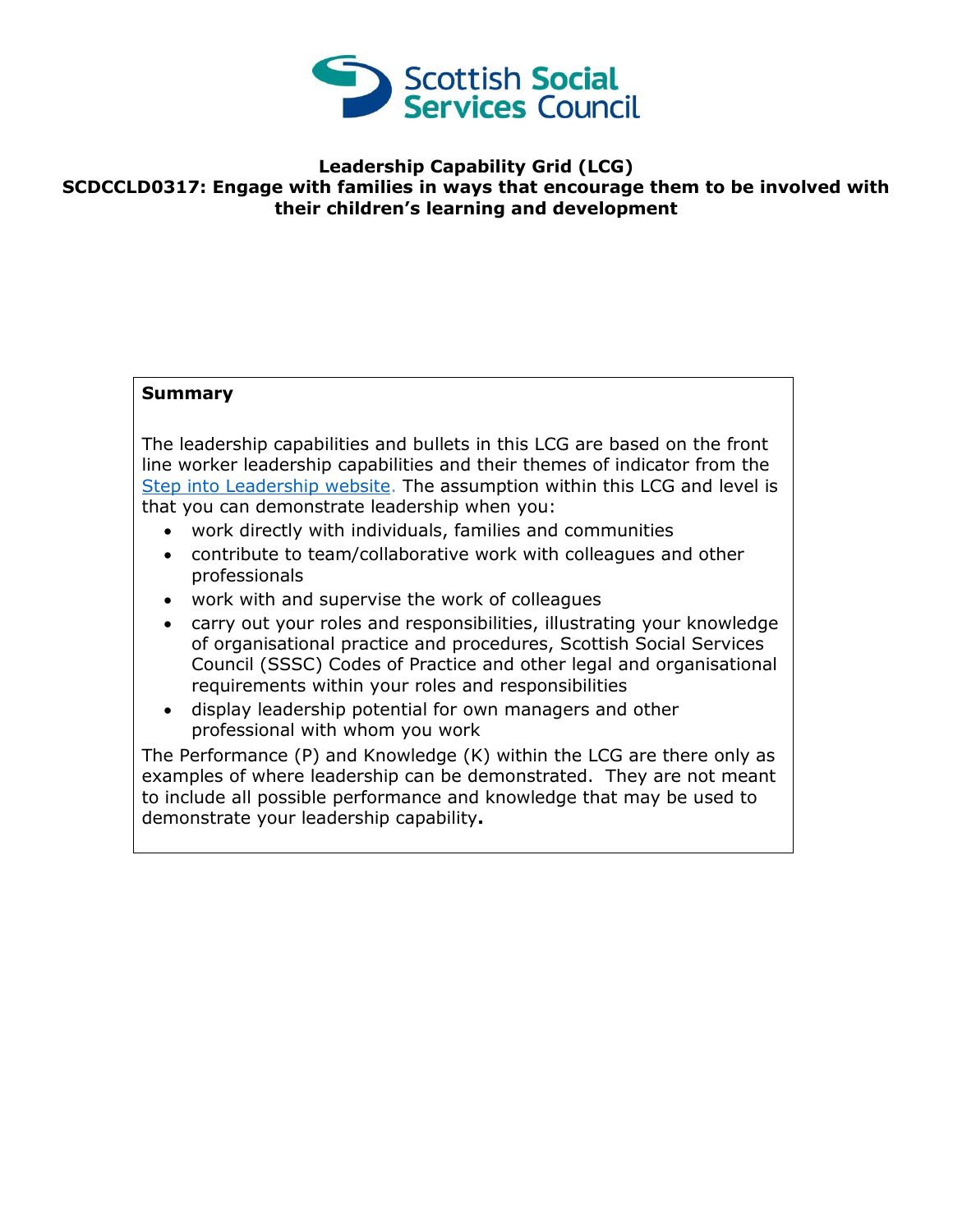# Leadership Capability Grid (LCG)

## SCDCCLD0317: Engage with families in ways that encourage them to be involved with their children's learning and development

**Summary**

The leadership capabilities and bullets in this LCG are based on the front line worker leadership capabilities and their themes of indicator from the Step into Leadership website. The assumption within this LCG and level is that you can demonstrate leadership when you:

- work directly with individuals, families and communities
- contribute to team/collaborative work with colleagues and other professionals
- work with and supervise the work of colleagues
- carry out your roles and responsibilities, illustrating your knowledge of organisational practice and procedures, Scottish Social Services Council (SSSC) Codes of Practice and other legal and organisational requirements within your roles and responsibilities
- display leadership potential for own managers and other professional with whom you work

The Performance (P) and Knowledge (K) within the LCG are there only as examples of where leadership can be demonstrated. They are not meant to include all possible performance and knowledge that may be used to demonstrate your leadership capability**.**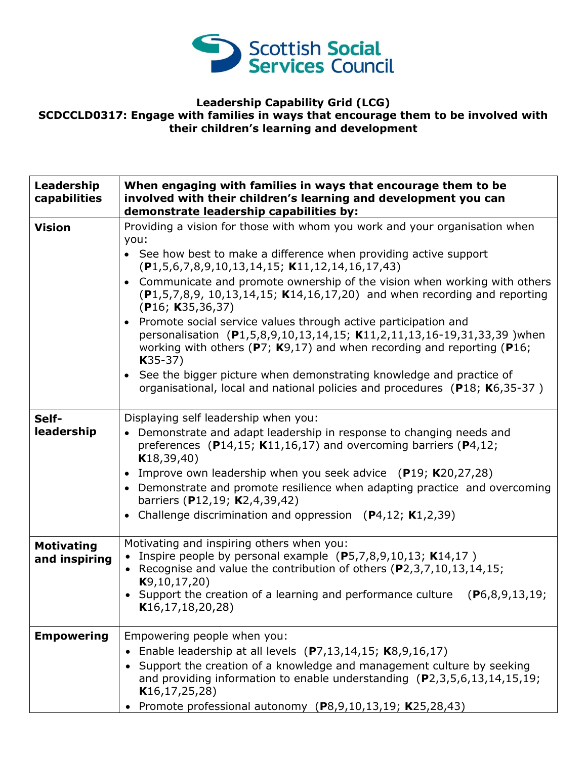**Leadership Capability Grid (LCG)**
**SCDCCLD0317: Engage with families in ways that encourage them to be involved with their children's learning and development**

| Leadership capabilities | When engaging with families in ways that encourage them to be involved with their children's learning and development you can demonstrate leadership capabilities by: |
|---|---|
| **Vision** | Providing a vision for those with whom you work and your organisation when you:<br>• See how best to make a difference when providing active support (**P**1,5,6,7,8,9,10,13,14,15; **K**11,12,14,16,17,43)<br>• Communicate and promote ownership of the vision when working with others (**P**1,5,7,8,9, 10,13,14,15; **K**14,16,17,20) and when recording and reporting (**P**16; **K**35,36,37)<br>• Promote social service values through active participation and personalisation (**P**1,5,8,9,10,13,14,15; **K**11,2,11,13,16-19,31,33,39 )when working with others (**P**7; **K**9,17) and when recording and reporting (**P**16; **K**35-37)<br>• See the bigger picture when demonstrating knowledge and practice of organisational, local and national policies and procedures (**P**18; **K**6,35-37 ) |
| **Self-leadership** | Displaying self leadership when you:<br>• Demonstrate and adapt leadership in response to changing needs and preferences (**P**14,15; **K**11,16,17) and overcoming barriers (**P**4,12; **K**18,39,40)<br>• Improve own leadership when you seek advice (**P**19; **K**20,27,28)<br>• Demonstrate and promote resilience when adapting practice and overcoming barriers (**P**12,19; **K**2,4,39,42)<br>• Challenge discrimination and oppression (**P**4,12; **K**1,2,39) |
| **Motivating and inspiring** | Motivating and inspiring others when you:<br>• Inspire people by personal example (**P**5,7,8,9,10,13; **K**14,17 )<br>• Recognise and value the contribution of others (**P**2,3,7,10,13,14,15; **K**9,10,17,20)<br>• Support the creation of a learning and performance culture (**P**6,8,9,13,19; **K**16,17,18,20,28) |
| **Empowering** | Empowering people when you:<br>• Enable leadership at all levels (**P**7,13,14,15; **K**8,9,16,17)<br>• Support the creation of a knowledge and management culture by seeking and providing information to enable understanding (**P**2,3,5,6,13,14,15,19; **K**16,17,25,28)<br>• Promote professional autonomy (**P**8,9,10,13,19; **K**25,28,43) |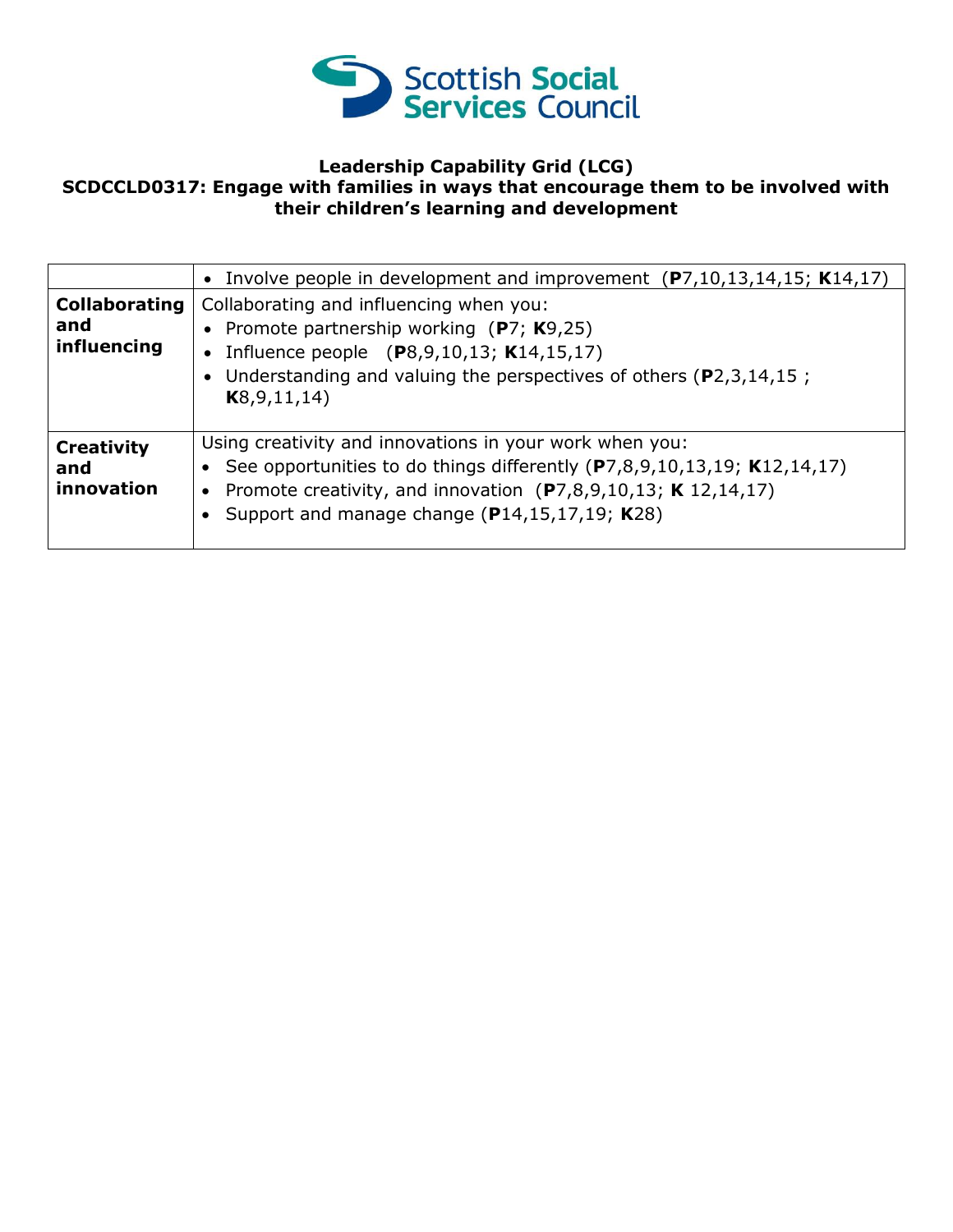**Leadership Capability Grid (LCG)**
**SCDCCLD0317: Engage with families in ways that encourage them to be involved with their children's learning and development**

| | |
|---|---|
| | • Involve people in development and improvement (**P**7,10,13,14,15; **K**14,17) |
| **Collaborating and influencing** | Collaborating and influencing when you:<br>• Promote partnership working (**P**7; **K**9,25)<br>• Influence people (**P**8,9,10,13; **K**14,15,17)<br>• Understanding and valuing the perspectives of others (**P**2,3,14,15 ; **K**8,9,11,14) |
| **Creativity and innovation** | Using creativity and innovations in your work when you:<br>• See opportunities to do things differently (**P**7,8,9,10,13,19; **K**12,14,17)<br>• Promote creativity, and innovation (**P**7,8,9,10,13; **K** 12,14,17)<br>• Support and manage change (**P**14,15,17,19; **K**28) |